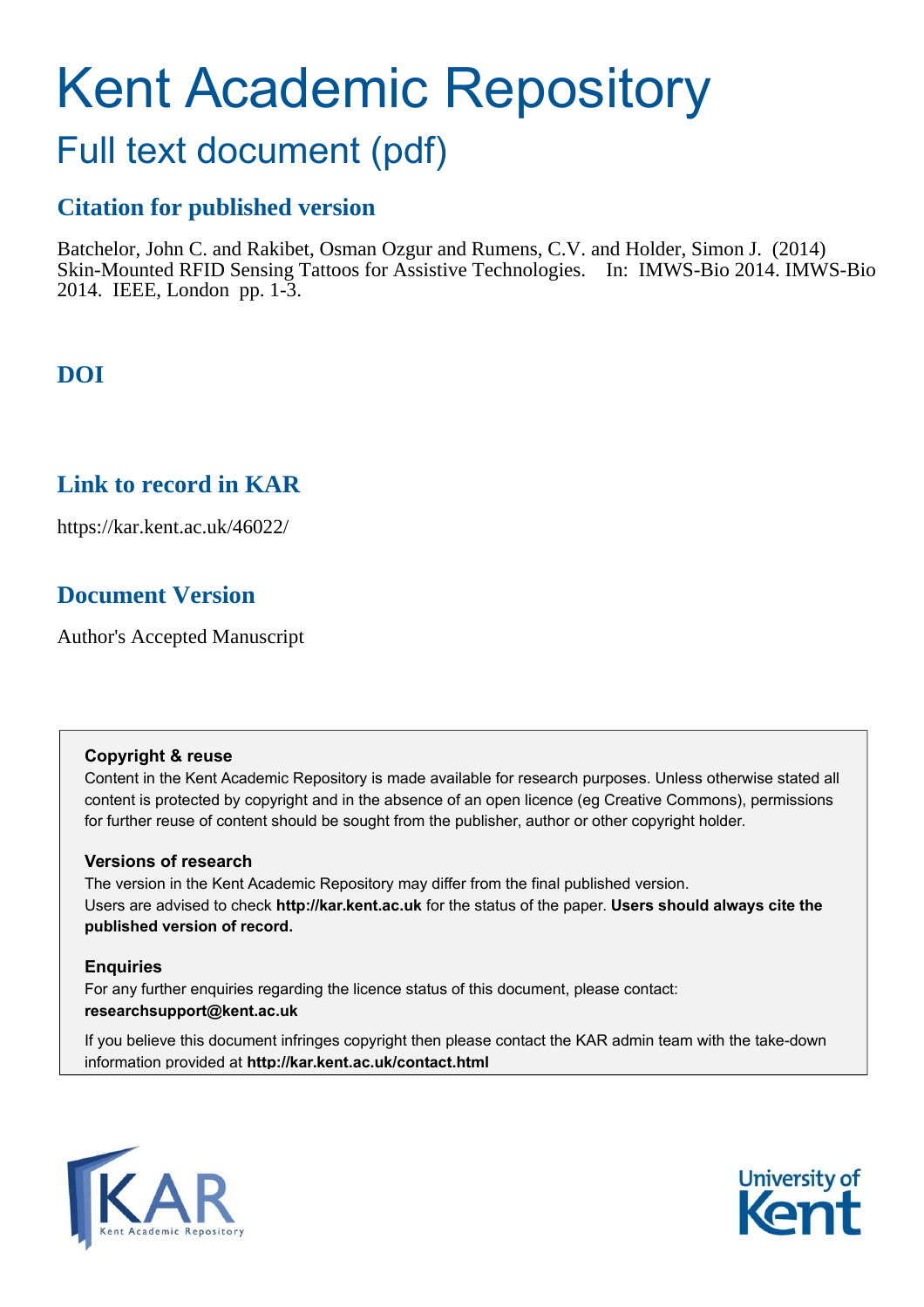# Kent Academic Repository

## Full text document (pdf)

### Citation for published version

Batchelor, John C. and Rakibet, Osman Ozgur and Rumens, C.V. and Holder, Simon J. (2014) Skin-Mounted RFID Sensing Tattoos for Assistive Technologies. In: IMWS-Bio 2014. IMWS-Bio 2014. IEEE, London pp. 1-3.

### DOI

### Link to record in KAR

https://kar.kent.ac.uk/46022/

### Document Version

Author's Accepted Manuscript

**Copyright & reuse**

Content in the Kent Academic Repository is made available for research purposes. Unless otherwise stated all content is protected by copyright and in the absence of an open licence (eg Creative Commons), permissions for further reuse of content should be sought from the publisher, author or other copyright holder.

**Versions of research**

The version in the Kent Academic Repository may differ from the final published version. Users are advised to check **http://kar.kent.ac.uk** for the status of the paper. **Users should always cite the published version of record.**

**Enquiries**

For any further enquiries regarding the licence status of this document, please contact: **researchsupport@kent.ac.uk**

If you believe this document infringes copyright then please contact the KAR admin team with the take-down information provided at **http://kar.kent.ac.uk/contact.html**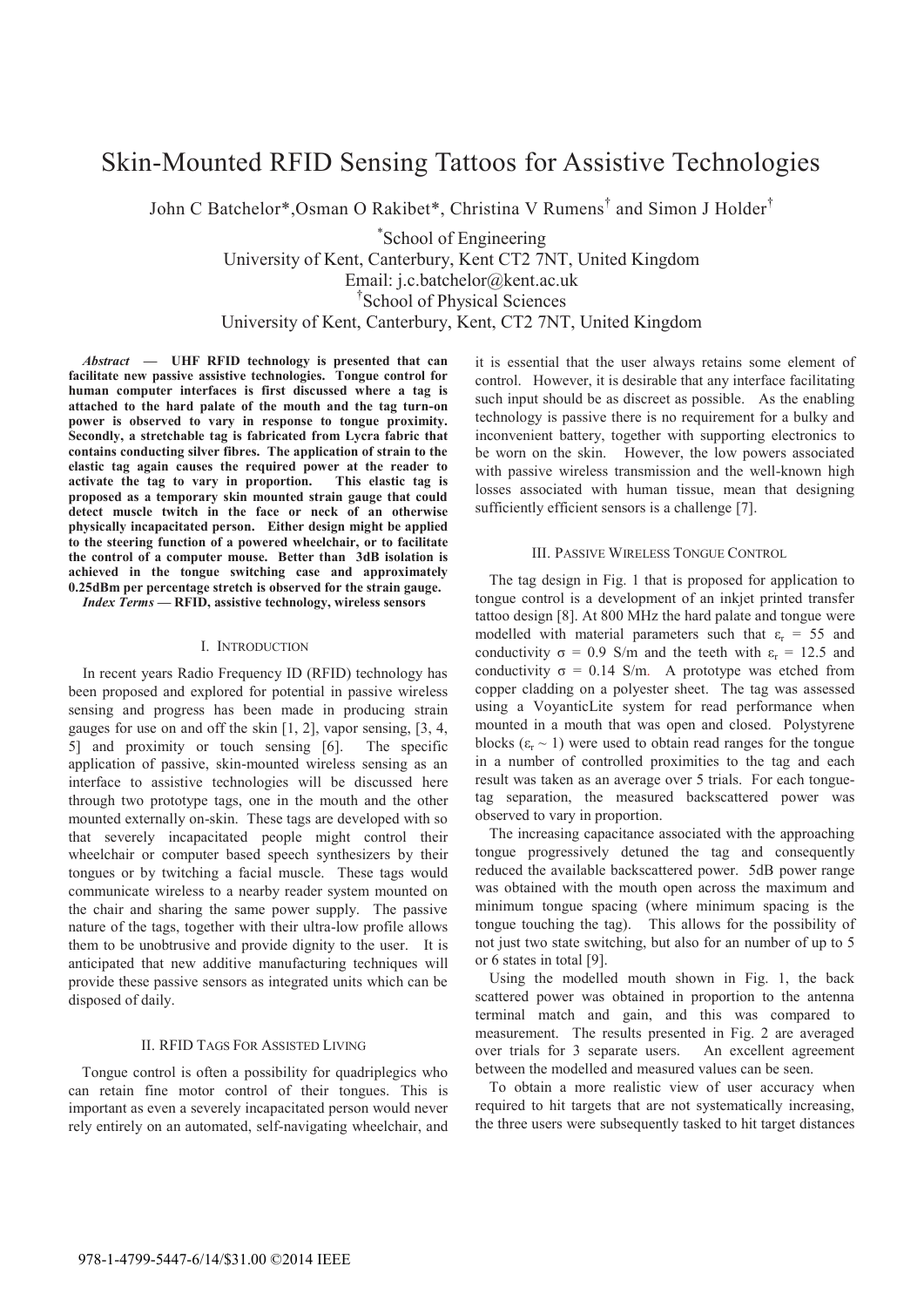# Skin-Mounted RFID Sensing Tattoos for Assistive Technologies

John C Batchelor*, Osman O Rakibet*, Christina V Rumens† and Simon J Holder†

*School of Engineering
University of Kent, Canterbury, Kent CT2 7NT, United Kingdom
Email: j.c.batchelor@kent.ac.uk
†School of Physical Sciences
University of Kent, Canterbury, Kent, CT2 7NT, United Kingdom

***Abstract* — UHF RFID technology is presented that can facilitate new passive assistive technologies. Tongue control for human computer interfaces is first discussed where a tag is attached to the hard palate of the mouth and the tag turn-on power is observed to vary in response to tongue proximity. Secondly, a stretchable tag is fabricated from Lycra fabric that contains conducting silver fibres. The application of strain to the elastic tag again causes the required power at the reader to activate the tag to vary in proportion. This elastic tag is proposed as a temporary skin mounted strain gauge that could detect muscle twitch in the face or neck of an otherwise physically incapacitated person. Either design might be applied to the steering function of a powered wheelchair, or to facilitate the control of a computer mouse. Better than 3dB isolation is achieved in the tongue switching case and approximately 0.25dBm per percentage stretch is observed for the strain gauge.**

***Index Terms* — RFID, assistive technology, wireless sensors**

## I. Introduction

In recent years Radio Frequency ID (RFID) technology has been proposed and explored for potential in passive wireless sensing and progress has been made in producing strain gauges for use on and off the skin [1, 2], vapor sensing, [3, 4, 5] and proximity or touch sensing [6]. The specific application of passive, skin-mounted wireless sensing as an interface to assistive technologies will be discussed here through two prototype tags, one in the mouth and the other mounted externally on-skin. These tags are developed with so that severely incapacitated people might control their wheelchair or computer based speech synthesizers by their tongues or by twitching a facial muscle. These tags would communicate wireless to a nearby reader system mounted on the chair and sharing the same power supply. The passive nature of the tags, together with their ultra-low profile allows them to be unobtrusive and provide dignity to the user. It is anticipated that new additive manufacturing techniques will provide these passive sensors as integrated units which can be disposed of daily.

## II. RFID Tags For Assisted Living

Tongue control is often a possibility for quadriplegics who can retain fine motor control of their tongues. This is important as even a severely incapacitated person would never rely entirely on an automated, self-navigating wheelchair, and it is essential that the user always retains some element of control. However, it is desirable that any interface facilitating such input should be as discreet as possible. As the enabling technology is passive there is no requirement for a bulky and inconvenient battery, together with supporting electronics to be worn on the skin. However, the low powers associated with passive wireless transmission and the well-known high losses associated with human tissue, mean that designing sufficiently efficient sensors is a challenge [7].

## III. Passive Wireless Tongue Control

The tag design in Fig. 1 that is proposed for application to tongue control is a development of an inkjet printed transfer tattoo design [8]. At 800 MHz the hard palate and tongue were modelled with material parameters such that $\varepsilon_r$ = 55 and conductivity $\sigma$ = 0.9 S/m and the teeth with $\varepsilon_r$ = 12.5 and conductivity $\sigma$ = 0.14 S/m. A prototype was etched from copper cladding on a polyester sheet. The tag was assessed using a VoyanticLite system for read performance when mounted in a mouth that was open and closed. Polystyrene blocks ($\varepsilon_r \sim 1$) were used to obtain read ranges for the tongue in a number of controlled proximities to the tag and each result was taken as an average over 5 trials. For each tongue-tag separation, the measured backscattered power was observed to vary in proportion.

The increasing capacitance associated with the approaching tongue progressively detuned the tag and consequently reduced the available backscattered power. 5dB power range was obtained with the mouth open across the maximum and minimum tongue spacing (where minimum spacing is the tongue touching the tag). This allows for the possibility of not just two state switching, but also for an number of up to 5 or 6 states in total [9].

Using the modelled mouth shown in Fig. 1, the back scattered power was obtained in proportion to the antenna terminal match and gain, and this was compared to measurement. The results presented in Fig. 2 are averaged over trials for 3 separate users. An excellent agreement between the modelled and measured values can be seen.

To obtain a more realistic view of user accuracy when required to hit targets that are not systematically increasing, the three users were subsequently tasked to hit target distances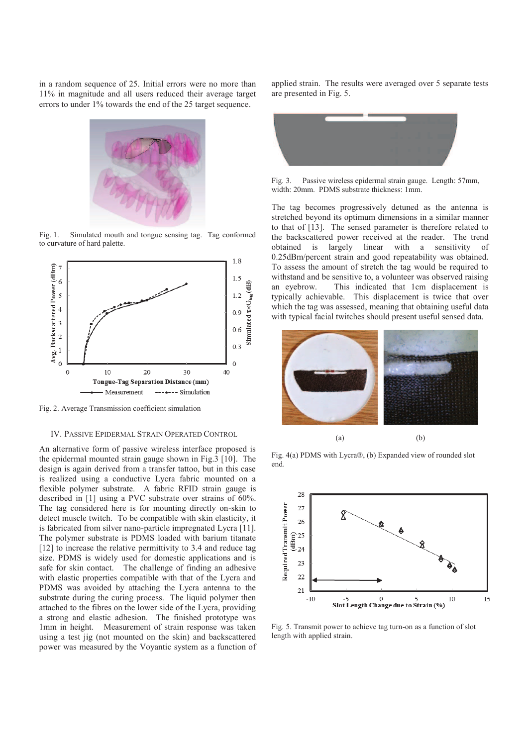in a random sequence of 25. Initial errors were no more than 11% in magnitude and all users reduced their average target errors to under 1% towards the end of the 25 target sequence.

Fig. 1. Simulated mouth and tongue sensing tag. Tag conformed to curvature of hard palette.

Fig. 2. Average Transmission coefficient simulation

## IV. Passive Epidermal Strain Operated Control

An alternative form of passive wireless interface proposed is the epidermal mounted strain gauge shown in Fig.3 [10]. The design is again derived from a transfer tattoo, but in this case is realized using a conductive Lycra fabric mounted on a flexible polymer substrate. A fabric RFID strain gauge is described in [1] using a PVC substrate over strains of 60%. The tag considered here is for mounting directly on-skin to detect muscle twitch. To be compatible with skin elasticity, it is fabricated from silver nano-particle impregnated Lycra [11]. The polymer substrate is PDMS loaded with barium titanate [12] to increase the relative permittivity to 3.4 and reduce tag size. PDMS is widely used for domestic applications and is safe for skin contact. The challenge of finding an adhesive with elastic properties compatible with that of the Lycra and PDMS was avoided by attaching the Lycra antenna to the substrate during the curing process. The liquid polymer then attached to the fibres on the lower side of the Lycra, providing a strong and elastic adhesion. The finished prototype was 1mm in height. Measurement of strain response was taken using a test jig (not mounted on the skin) and backscattered power was measured by the Voyantic system as a function of applied strain. The results were averaged over 5 separate tests are presented in Fig. 5.

Fig. 3. Passive wireless epidermal strain gauge. Length: 57mm, width: 20mm. PDMS substrate thickness: 1mm.

The tag becomes progressively detuned as the antenna is stretched beyond its optimum dimensions in a similar manner to that of [13]. The sensed parameter is therefore related to the backscattered power received at the reader. The trend obtained is largely linear with a sensitivity of 0.25dBm/percent strain and good repeatability was obtained. To assess the amount of stretch the tag would be required to withstand and be sensitive to, a volunteer was observed raising an eyebrow. This indicated that 1cm displacement is typically achievable. This displacement is twice that over which the tag was assessed, meaning that obtaining useful data with typical facial twitches should present useful sensed data.

Fig. 4(a) PDMS with Lycra®, (b) Expanded view of rounded slot end.

Fig. 5. Transmit power to achieve tag turn-on as a function of slot length with applied strain.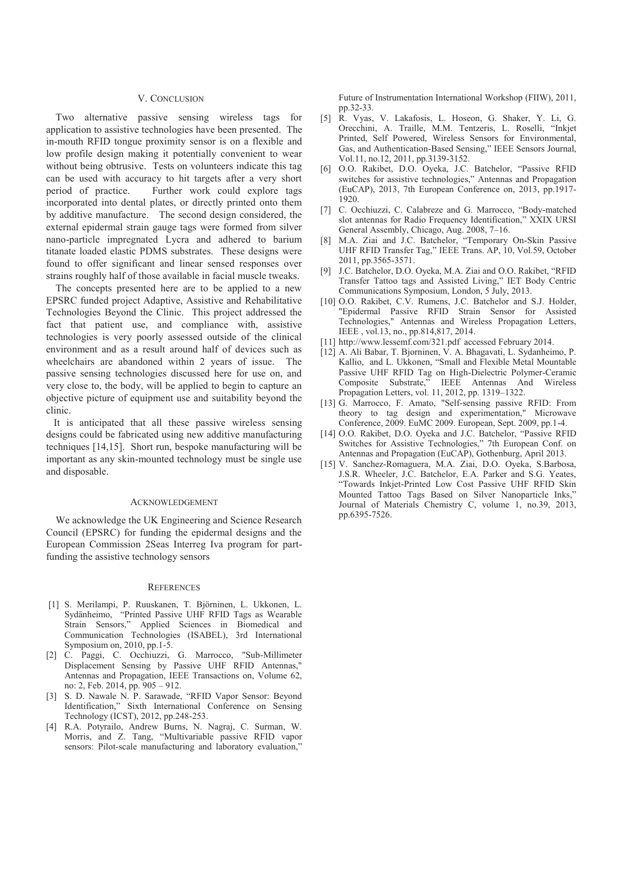## V. Conclusion

Two alternative passive sensing wireless tags for application to assistive technologies have been presented. The in-mouth RFID tongue proximity sensor is on a flexible and low profile design making it potentially convenient to wear without being obtrusive. Tests on volunteers indicate this tag can be used with accuracy to hit targets after a very short period of practice. Further work could explore tags incorporated into dental plates, or directly printed onto them by additive manufacture. The second design considered, the external epidermal strain gauge tags were formed from silver nano-particle impregnated Lycra and adhered to barium titanate loaded elastic PDMS substrates. These designs were found to offer significant and linear sensed responses over strains roughly half of those available in facial muscle tweaks.

The concepts presented here are to be applied to a new EPSRC funded project Adaptive, Assistive and Rehabilitative Technologies Beyond the Clinic. This project addressed the fact that patient use, and compliance with, assistive technologies is very poorly assessed outside of the clinical environment and as a result around half of devices such as wheelchairs are abandoned within 2 years of issue. The passive sensing technologies discussed here for use on, and very close to, the body, will be applied to begin to capture an objective picture of equipment use and suitability beyond the clinic.

It is anticipated that all these passive wireless sensing designs could be fabricated using new additive manufacturing techniques [14,15]. Short run, bespoke manufacturing will be important as any skin-mounted technology must be single use and disposable.

## Acknowledgement

We acknowledge the UK Engineering and Science Research Council (EPSRC) for funding the epidermal designs and the European Commission 2Seas Interreg Iva program for part-funding the assistive technology sensors

## References

[1] S. Merilampi, P. Ruuskanen, T. Björninen, L. Ukkonen, L. Sydänheimo, "Printed Passive UHF RFID Tags as Wearable Strain Sensors," Applied Sciences in Biomedical and Communication Technologies (ISABEL), 3rd International Symposium on, 2010, pp.1-5.

[2] C. Paggi, C. Occhiuzzi, G. Marrocco, "Sub-Millimeter Displacement Sensing by Passive UHF RFID Antennas," Antennas and Propagation, IEEE Transactions on, Volume 62, no: 2, Feb. 2014, pp. 905 – 912.

[3] S. D. Nawale N. P. Sarawade, "RFID Vapor Sensor: Beyond Identification," Sixth International Conference on Sensing Technology (ICST), 2012, pp.248-253.

[4] R.A. Potyrailo, Andrew Burns, N. Nagraj, C. Surman, W. Morris, and Z. Tang, "Multivariable passive RFID vapor sensors: Pilot-scale manufacturing and laboratory evaluation," Future of Instrumentation International Workshop (FIIW), 2011, pp.32-33.

[5] R. Vyas, V. Lakafosis, L. Hoseon, G. Shaker, Y. Li, G. Orecchini, A. Traille, M.M. Tentzeris, L. Roselli, "Inkjet Printed, Self Powered, Wireless Sensors for Environmental, Gas, and Authentication-Based Sensing," IEEE Sensors Journal, Vol.11, no.12, 2011, pp.3139-3152.

[6] O.O. Rakibet, D.O. Oyeka, J.C. Batchelor, "Passive RFID switches for assistive technologies," Antennas and Propagation (EuCAP), 2013, 7th European Conference on, 2013, pp.1917-1920.

[7] C. Occhiuzzi, C. Calabreze and G. Marrocco, "Body-matched slot antennas for Radio Frequency Identification," XXIX URSI General Assembly, Chicago, Aug. 2008, 7–16.

[8] M.A. Ziai and J.C. Batchelor, "Temporary On-Skin Passive UHF RFID Transfer Tag," IEEE Trans. AP, 10, Vol.59, October 2011, pp.3565-3571.

[9] J.C. Batchelor, D.O. Oyeka, M.A. Ziai and O.O. Rakibet, "RFID Transfer Tattoo tags and Assisted Living," IET Body Centric Communications Symposium, London, 5 July, 2013.

[10] O.O. Rakibet, C.V. Rumens, J.C. Batchelor and S.J. Holder, "Epidermal Passive RFID Strain Sensor for Assisted Technologies," Antennas and Wireless Propagation Letters, IEEE , vol.13, no., pp.814,817, 2014.

[11] http://www.lessemf.com/321.pdf accessed February 2014.

[12] A. Ali Babar, T. Bjorninen, V. A. Bhagavati, L. Sydanheimo, P. Kallio, and L. Ukkonen, "Small and Flexible Metal Mountable Passive UHF RFID Tag on High-Dielectric Polymer-Ceramic Composite Substrate," IEEE Antennas And Wireless Propagation Letters, vol. 11, 2012, pp. 1319–1322.

[13] G. Marrocco, F. Amato, "Self-sensing passive RFID: From theory to tag design and experimentation," Microwave Conference, 2009. EuMC 2009. European, Sept. 2009, pp.1-4.

[14] O.O. Rakibet, D.O. Oyeka and J.C. Batchelor, "Passive RFID Switches for Assistive Technologies," 7th European Conf. on Antennas and Propagation (EuCAP), Gothenburg, April 2013.

[15] V. Sanchez-Romaguera, M.A. Ziai, D.O. Oyeka, S.Barbosa, J.S.R. Wheeler, J.C. Batchelor, E.A. Parker and S.G. Yeates, "Towards Inkjet-Printed Low Cost Passive UHF RFID Skin Mounted Tattoo Tags Based on Silver Nanoparticle Inks," Journal of Materials Chemistry C, volume 1, no.39, 2013, pp.6395-7526.